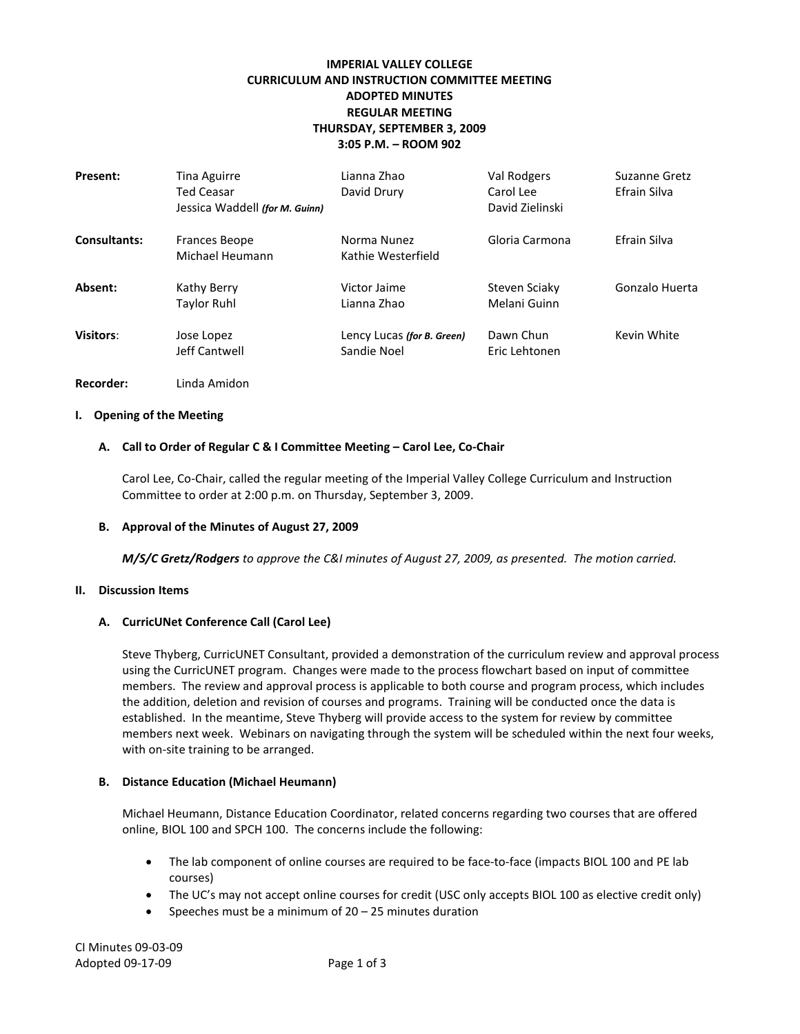# IMPERIAL VALLEY COLLEGE
## CURRICULUM AND INSTRUCTION COMMITTEE MEETING
## ADOPTED MINUTES
## REGULAR MEETING
## THURSDAY, SEPTEMBER 3, 2009
## 3:05 P.M. – ROOM 902

| | | | | |
|---|---|---|---|---|
| **Present:** | Tina Aguirre<br>Ted Ceasar<br>Jessica Waddell *(for M. Guinn)* | Lianna Zhao<br>David Drury | Val Rodgers<br>Carol Lee<br>David Zielinski | Suzanne Gretz<br>Efrain Silva |
| **Consultants:** | Frances Beope<br>Michael Heumann | Norma Nunez<br>Kathie Westerfield | Gloria Carmona | Efrain Silva |
| **Absent:** | Kathy Berry<br>Taylor Ruhl | Victor Jaime<br>Lianna Zhao | Steven Sciaky<br>Melani Guinn | Gonzalo Huerta |
| **Visitors:** | Jose Lopez<br>Jeff Cantwell | Lency Lucas *(for B. Green)*<br>Sandie Noel | Dawn Chun<br>Eric Lehtonen | Kevin White |

**Recorder:** Linda Amidon

**I. Opening of the Meeting**

**A. Call to Order of Regular C & I Committee Meeting – Carol Lee, Co-Chair**

Carol Lee, Co-Chair, called the regular meeting of the Imperial Valley College Curriculum and Instruction Committee to order at 2:00 p.m. on Thursday, September 3, 2009.

**B. Approval of the Minutes of August 27, 2009**

***M/S/C Gretz/Rodgers*** *to approve the C&I minutes of August 27, 2009, as presented. The motion carried.*

**II. Discussion Items**

**A. CurricUNet Conference Call (Carol Lee)**

Steve Thyberg, CurricUNET Consultant, provided a demonstration of the curriculum review and approval process using the CurricUNET program. Changes were made to the process flowchart based on input of committee members. The review and approval process is applicable to both course and program process, which includes the addition, deletion and revision of courses and programs. Training will be conducted once the data is established. In the meantime, Steve Thyberg will provide access to the system for review by committee members next week. Webinars on navigating through the system will be scheduled within the next four weeks, with on-site training to be arranged.

**B. Distance Education (Michael Heumann)**

Michael Heumann, Distance Education Coordinator, related concerns regarding two courses that are offered online, BIOL 100 and SPCH 100. The concerns include the following:

- The lab component of online courses are required to be face-to-face (impacts BIOL 100 and PE lab courses)
- The UC's may not accept online courses for credit (USC only accepts BIOL 100 as elective credit only)
- Speeches must be a minimum of 20 – 25 minutes duration

CI Minutes 09-03-09
Adopted 09-17-09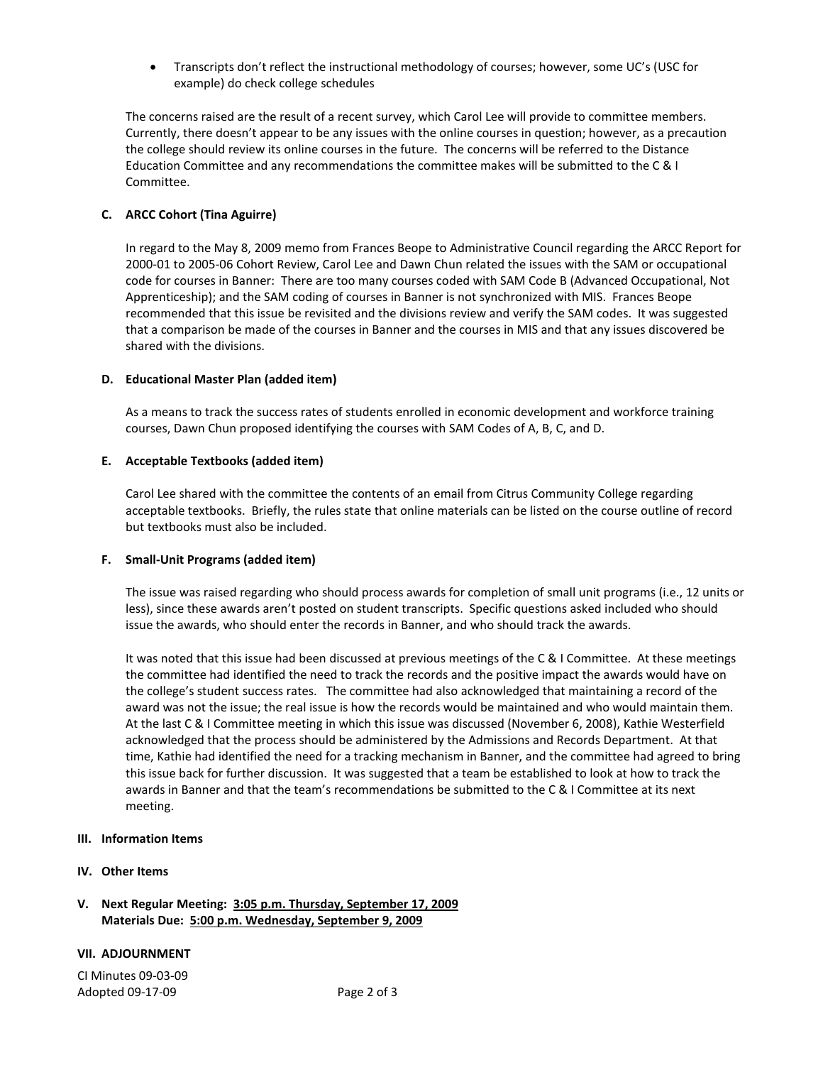- Transcripts don't reflect the instructional methodology of courses; however, some UC's (USC for example) do check college schedules

The concerns raised are the result of a recent survey, which Carol Lee will provide to committee members. Currently, there doesn't appear to be any issues with the online courses in question; however, as a precaution the college should review its online courses in the future. The concerns will be referred to the Distance Education Committee and any recommendations the committee makes will be submitted to the C & I Committee.

**C. ARCC Cohort (Tina Aguirre)**

In regard to the May 8, 2009 memo from Frances Beope to Administrative Council regarding the ARCC Report for 2000-01 to 2005-06 Cohort Review, Carol Lee and Dawn Chun related the issues with the SAM or occupational code for courses in Banner: There are too many courses coded with SAM Code B (Advanced Occupational, Not Apprenticeship); and the SAM coding of courses in Banner is not synchronized with MIS. Frances Beope recommended that this issue be revisited and the divisions review and verify the SAM codes. It was suggested that a comparison be made of the courses in Banner and the courses in MIS and that any issues discovered be shared with the divisions.

**D. Educational Master Plan (added item)**

As a means to track the success rates of students enrolled in economic development and workforce training courses, Dawn Chun proposed identifying the courses with SAM Codes of A, B, C, and D.

**E. Acceptable Textbooks (added item)**

Carol Lee shared with the committee the contents of an email from Citrus Community College regarding acceptable textbooks. Briefly, the rules state that online materials can be listed on the course outline of record but textbooks must also be included.

**F. Small-Unit Programs (added item)**

The issue was raised regarding who should process awards for completion of small unit programs (i.e., 12 units or less), since these awards aren't posted on student transcripts. Specific questions asked included who should issue the awards, who should enter the records in Banner, and who should track the awards.

It was noted that this issue had been discussed at previous meetings of the C & I Committee. At these meetings the committee had identified the need to track the records and the positive impact the awards would have on the college's student success rates. The committee had also acknowledged that maintaining a record of the award was not the issue; the real issue is how the records would be maintained and who would maintain them. At the last C & I Committee meeting in which this issue was discussed (November 6, 2008), Kathie Westerfield acknowledged that the process should be administered by the Admissions and Records Department. At that time, Kathie had identified the need for a tracking mechanism in Banner, and the committee had agreed to bring this issue back for further discussion. It was suggested that a team be established to look at how to track the awards in Banner and that the team's recommendations be submitted to the C & I Committee at its next meeting.

**III. Information Items**

**IV. Other Items**

**V. Next Regular Meeting: <u>3:05 p.m. Thursday, September 17, 2009</u>**
**Materials Due: <u>5:00 p.m. Wednesday, September 9, 2009</u>**

**VII. ADJOURNMENT**

CI Minutes 09-03-09
Adopted 09-17-09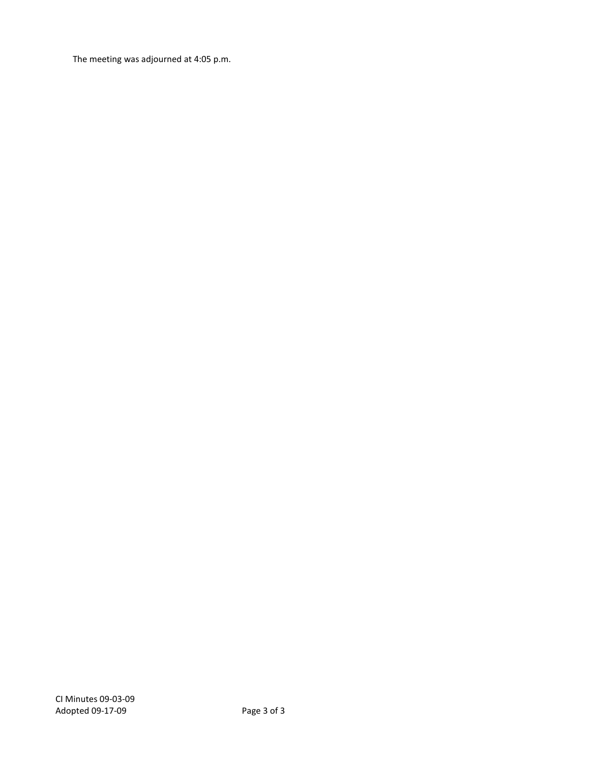The meeting was adjourned at 4:05 p.m.